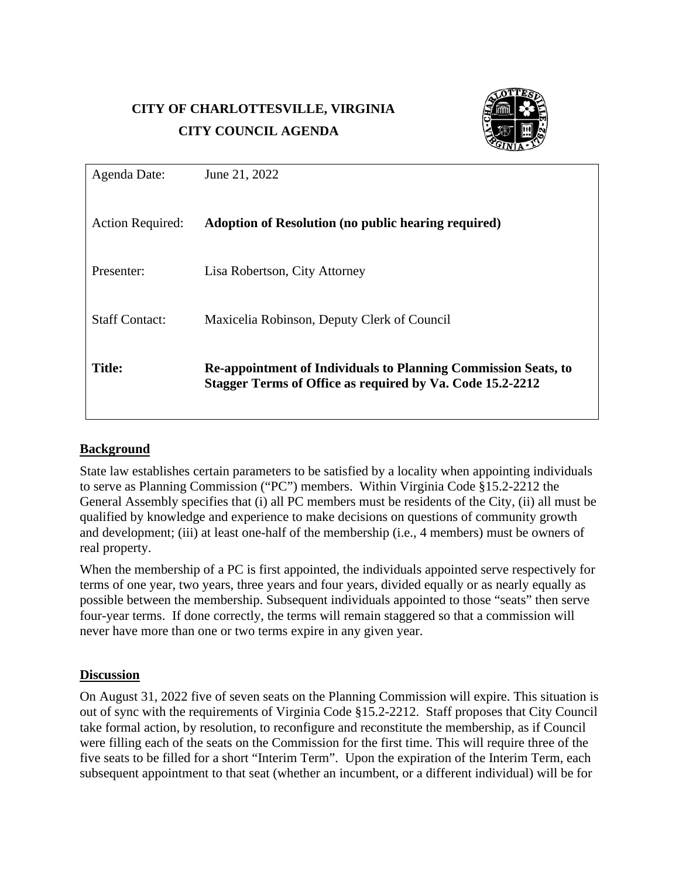**CITY OF CHARLOTTESVILLE, VIRGINIA**
**CITY COUNCIL AGENDA**

| | |
|---|---|
| Agenda Date: | June 21, 2022 |
| Action Required: | **Adoption of Resolution (no public hearing required)** |
| Presenter: | Lisa Robertson, City Attorney |
| Staff Contact: | Maxicelia Robinson, Deputy Clerk of Council |
| **Title:** | **Re-appointment of Individuals to Planning Commission Seats, to Stagger Terms of Office as required by Va. Code 15.2-2212** |

## Background

State law establishes certain parameters to be satisfied by a locality when appointing individuals to serve as Planning Commission ("PC") members. Within Virginia Code §15.2-2212 the General Assembly specifies that (i) all PC members must be residents of the City, (ii) all must be qualified by knowledge and experience to make decisions on questions of community growth and development; (iii) at least one-half of the membership (i.e., 4 members) must be owners of real property.

When the membership of a PC is first appointed, the individuals appointed serve respectively for terms of one year, two years, three years and four years, divided equally or as nearly equally as possible between the membership. Subsequent individuals appointed to those "seats" then serve four-year terms. If done correctly, the terms will remain staggered so that a commission will never have more than one or two terms expire in any given year.

## Discussion

On August 31, 2022 five of seven seats on the Planning Commission will expire. This situation is out of sync with the requirements of Virginia Code §15.2-2212. Staff proposes that City Council take formal action, by resolution, to reconfigure and reconstitute the membership, as if Council were filling each of the seats on the Commission for the first time. This will require three of the five seats to be filled for a short "Interim Term". Upon the expiration of the Interim Term, each subsequent appointment to that seat (whether an incumbent, or a different individual) will be for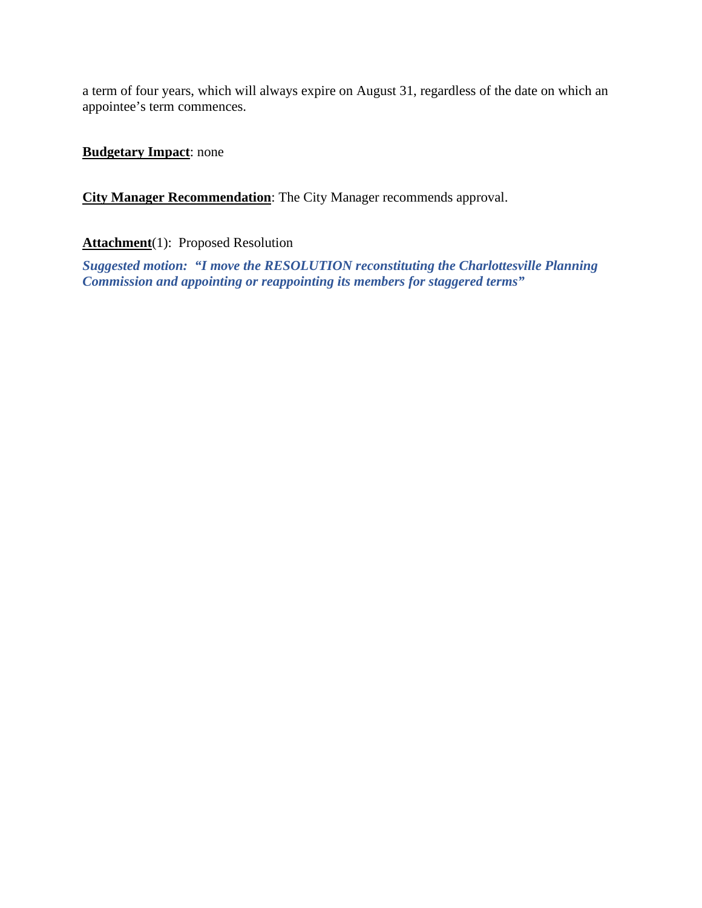a term of four years, which will always expire on August 31, regardless of the date on which an appointee's term commences.

**Budgetary Impact**: none

**City Manager Recommendation**: The City Manager recommends approval.

**Attachment**(1): Proposed Resolution

***Suggested motion: "I move the RESOLUTION reconstituting the Charlottesville Planning Commission and appointing or reappointing its members for staggered terms"***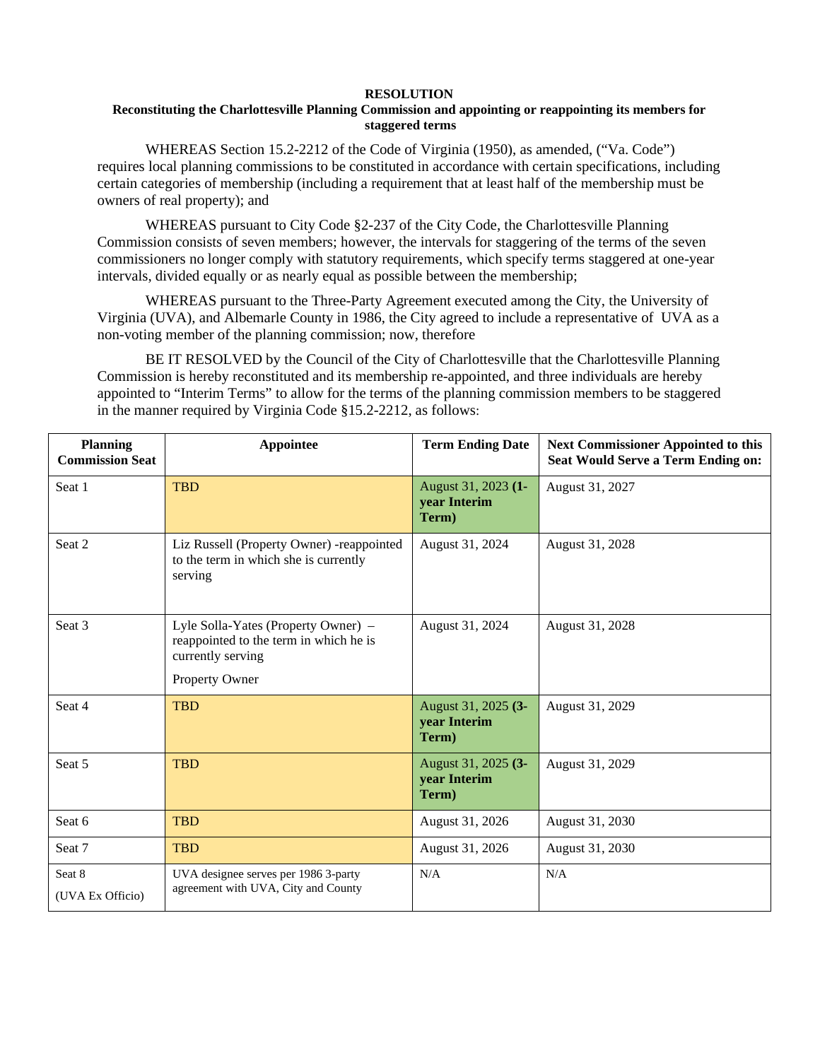**RESOLUTION**

**Reconstituting the Charlottesville Planning Commission and appointing or reappointing its members for staggered terms**

WHEREAS Section 15.2-2212 of the Code of Virginia (1950), as amended, ("Va. Code") requires local planning commissions to be constituted in accordance with certain specifications, including certain categories of membership (including a requirement that at least half of the membership must be owners of real property); and

WHEREAS pursuant to City Code §2-237 of the City Code, the Charlottesville Planning Commission consists of seven members; however, the intervals for staggering of the terms of the seven commissioners no longer comply with statutory requirements, which specify terms staggered at one-year intervals, divided equally or as nearly equal as possible between the membership;

WHEREAS pursuant to the Three-Party Agreement executed among the City, the University of Virginia (UVA), and Albemarle County in 1986, the City agreed to include a representative of UVA as a non-voting member of the planning commission; now, therefore

BE IT RESOLVED by the Council of the City of Charlottesville that the Charlottesville Planning Commission is hereby reconstituted and its membership re-appointed, and three individuals are hereby appointed to "Interim Terms" to allow for the terms of the planning commission members to be staggered in the manner required by Virginia Code §15.2-2212, as follows:

| Planning Commission Seat | Appointee | Term Ending Date | Next Commissioner Appointed to this Seat Would Serve a Term Ending on: |
|---|---|---|---|
| Seat 1 | TBD | August 31, 2023 **(1-year Interim Term)** | August 31, 2027 |
| Seat 2 | Liz Russell (Property Owner) -reappointed to the term in which she is currently serving | August 31, 2024 | August 31, 2028 |
| Seat 3 | Lyle Solla-Yates (Property Owner) – reappointed to the term in which he is currently serving<br>Property Owner | August 31, 2024 | August 31, 2028 |
| Seat 4 | TBD | August 31, 2025 **(3-year Interim Term)** | August 31, 2029 |
| Seat 5 | TBD | August 31, 2025 **(3-year Interim Term)** | August 31, 2029 |
| Seat 6 | TBD | August 31, 2026 | August 31, 2030 |
| Seat 7 | TBD | August 31, 2026 | August 31, 2030 |
| Seat 8<br>(UVA Ex Officio) | UVA designee serves per 1986 3-party agreement with UVA, City and County | N/A | N/A |